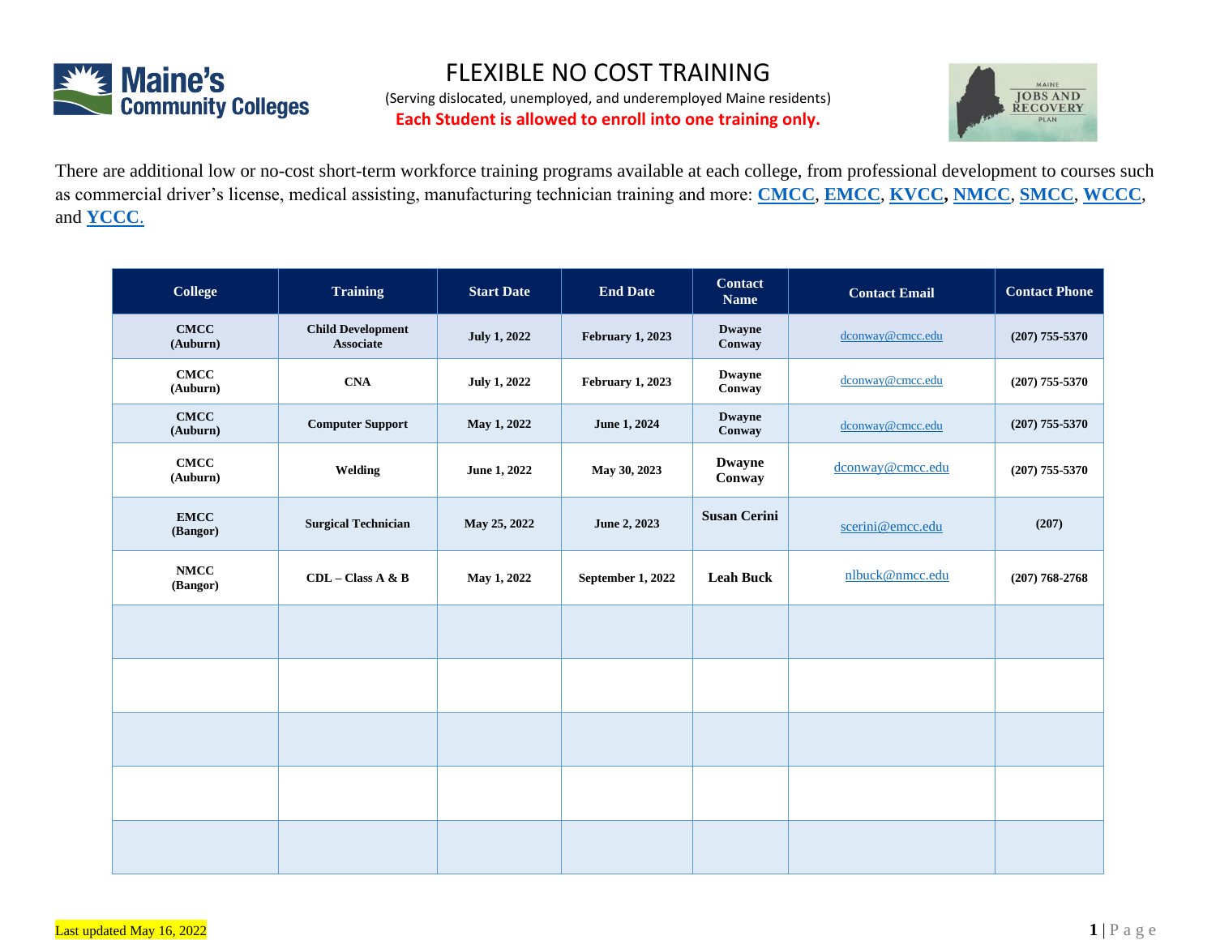Maine's Community Colleges

# FLEXIBLE NO COST TRAINING

(Serving dislocated, unemployed, and underemployed Maine residents)

**Each Student is allowed to enroll into one training only.**

MAINE JOBS AND RECOVERY PLAN

There are additional low or no-cost short-term workforce training programs available at each college, from professional development to courses such as commercial driver's license, medical assisting, manufacturing technician training and more: **CMCC**, **EMCC**, **KVCC**, **NMCC**, **SMCC**, **WCCC**, and **YCCC**.

| College | Training | Start Date | End Date | Contact Name | Contact Email | Contact Phone |
|---|---|---|---|---|---|---|
| **CMCC (Auburn)** | **Child Development Associate** | **July 1, 2022** | **February 1, 2023** | **Dwayne Conway** | dconway@cmcc.edu | **(207) 755-5370** |
| **CMCC (Auburn)** | **CNA** | **July 1, 2022** | **February 1, 2023** | **Dwayne Conway** | dconway@cmcc.edu | **(207) 755-5370** |
| **CMCC (Auburn)** | **Computer Support** | **May 1, 2022** | **June 1, 2024** | **Dwayne Conway** | dconway@cmcc.edu | **(207) 755-5370** |
| **CMCC (Auburn)** | **Welding** | **June 1, 2022** | **May 30, 2023** | **Dwayne Conway** | dconway@cmcc.edu | **(207) 755-5370** |
| **EMCC (Bangor)** | **Surgical Technician** | **May 25, 2022** | **June 2, 2023** | **Susan Cerini** | scerini@emcc.edu | **(207)** |
| **NMCC (Bangor)** | **CDL – Class A & B** | **May 1, 2022** | **September 1, 2022** | **Leah Buck** | nlbuck@nmcc.edu | **(207) 768-2768** |
| | | | | | | |
| | | | | | | |
| | | | | | | |
| | | | | | | |
| | | | | | | |

Last updated May 16, 2022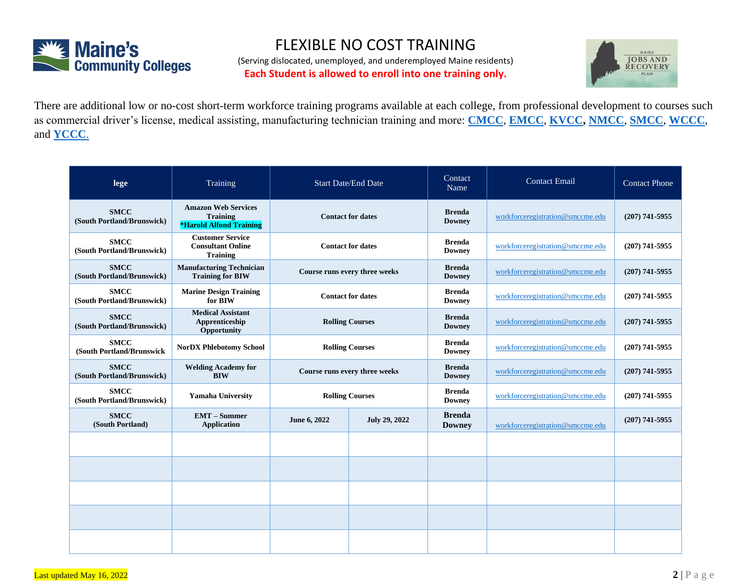# FLEXIBLE NO COST TRAINING

(Serving dislocated, unemployed, and underemployed Maine residents)

**Each Student is allowed to enroll into one training only.**

There are additional low or no-cost short-term workforce training programs available at each college, from professional development to courses such as commercial driver's license, medical assisting, manufacturing technician training and more: **CMCC**, **EMCC**, **KVCC**, **NMCC**, **SMCC**, **WCCC**, and **YCCC**.

| lege | Training | Start Date/End Date | | Contact Name | Contact Email | Contact Phone |
|---|---|---|---|---|---|---|
| **SMCC (South Portland/Brunswick)** | **Amazon Web Services Training *Harold Alfond Training** | **Contact for dates** | | **Brenda Downey** | workforceregistration@smccme.edu | **(207) 741-5955** |
| **SMCC (South Portland/Brunswick)** | **Customer Service Consultant Online Training** | **Contact for dates** | | **Brenda Downey** | workforceregistration@smccme.edu | **(207) 741-5955** |
| **SMCC (South Portland/Brunswick)** | **Manufacturing Technician Training for BIW** | **Course runs every three weeks** | | **Brenda Downey** | workforceregistration@smccme.edu | **(207) 741-5955** |
| **SMCC (South Portland/Brunswick)** | **Marine Design Training for BIW** | **Contact for dates** | | **Brenda Downey** | workforceregistration@smccme.edu | **(207) 741-5955** |
| **SMCC (South Portland/Brunswick)** | **Medical Assistant Apprenticeship Opportunity** | **Rolling Courses** | | **Brenda Downey** | workforceregistration@smccme.edu | **(207) 741-5955** |
| **SMCC (South Portland/Brunswick** | **NorDX Phlebotomy School** | **Rolling Courses** | | **Brenda Downey** | workforceregistration@smccme.edu | **(207) 741-5955** |
| **SMCC (South Portland/Brunswick)** | **Welding Academy for BIW** | **Course runs every three weeks** | | **Brenda Downey** | workforceregistration@smccme.edu | **(207) 741-5955** |
| **SMCC (South Portland/Brunswick)** | **Yamaha University** | **Rolling Courses** | | **Brenda Downey** | workforceregistration@smccme.edu | **(207) 741-5955** |
| **SMCC (South Portland)** | **EMT – Summer Application** | **June 6, 2022** | **July 29, 2022** | **Brenda Downey** | workforceregistration@smccme.edu | **(207) 741-5955** |
| | | | | | | |
| | | | | | | |
| | | | | | | |
| | | | | | | |
| | | | | | | |

Last updated May 16, 2022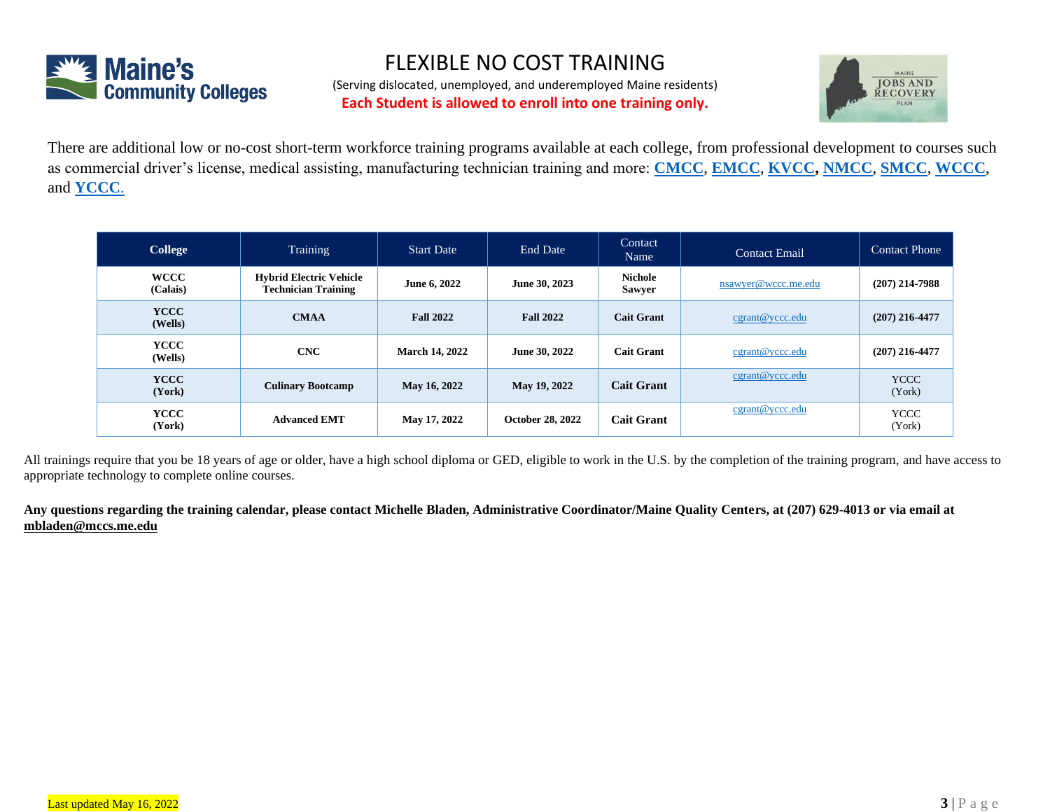# FLEXIBLE NO COST TRAINING

(Serving dislocated, unemployed, and underemployed Maine residents)

**Each Student is allowed to enroll into one training only.**

There are additional low or no-cost short-term workforce training programs available at each college, from professional development to courses such as commercial driver's license, medical assisting, manufacturing technician training and more: **CMCC**, **EMCC**, **KVCC**, **NMCC**, **SMCC**, **WCCC**, and **YCCC**.

| College | Training | Start Date | End Date | Contact Name | Contact Email | Contact Phone |
|---|---|---|---|---|---|---|
| **WCCC (Calais)** | **Hybrid Electric Vehicle Technician Training** | **June 6, 2022** | **June 30, 2023** | **Nichole Sawyer** | nsawyer@wccc.me.edu | **(207) 214-7988** |
| **YCCC (Wells)** | **CMAA** | **Fall 2022** | **Fall 2022** | **Cait Grant** | cgrant@yccc.edu | **(207) 216-4477** |
| **YCCC (Wells)** | **CNC** | **March 14, 2022** | **June 30, 2022** | **Cait Grant** | cgrant@yccc.edu | **(207) 216-4477** |
| **YCCC (York)** | **Culinary Bootcamp** | **May 16, 2022** | **May 19, 2022** | **Cait Grant** | cgrant@yccc.edu | YCCC (York) |
| **YCCC (York)** | **Advanced EMT** | **May 17, 2022** | **October 28, 2022** | **Cait Grant** | cgrant@yccc.edu | YCCC (York) |

All trainings require that you be 18 years of age or older, have a high school diploma or GED, eligible to work in the U.S. by the completion of the training program, and have access to appropriate technology to complete online courses.

**Any questions regarding the training calendar, please contact Michelle Bladen, Administrative Coordinator/Maine Quality Centers, at (207) 629-4013 or via email at mbladen@mccs.me.edu**

Last updated May 16, 2022